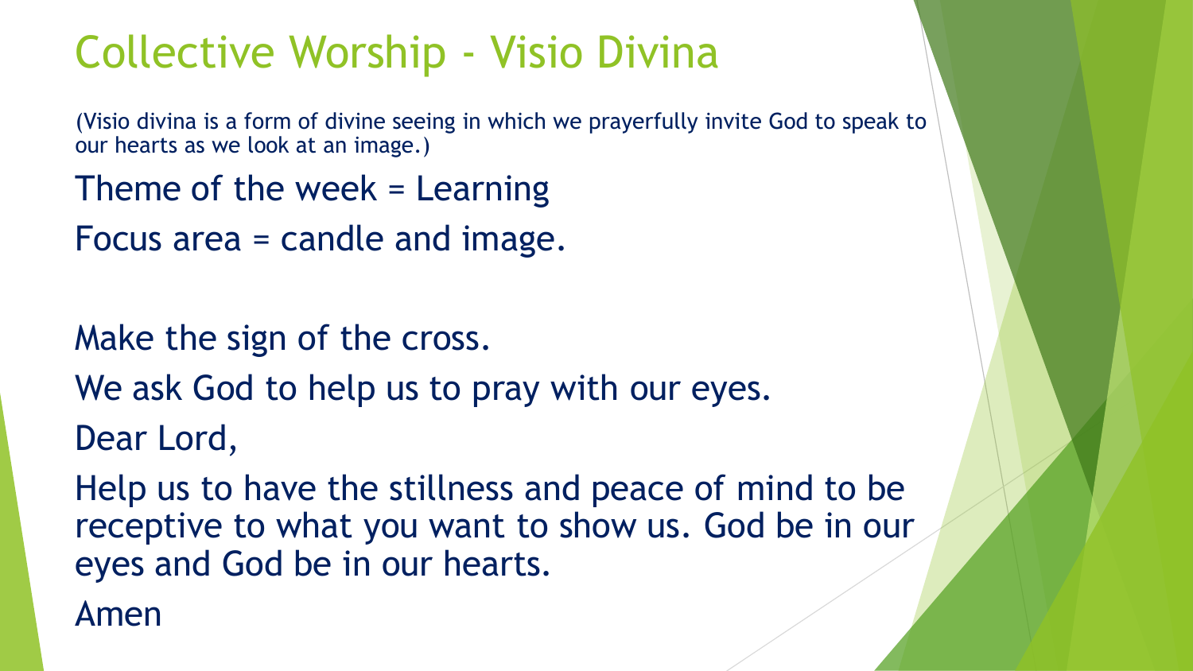# Collective Worship - Visio Divina

(Visio divina is a form of divine seeing in which we prayerfully invite God to speak to our hearts as we look at an image.)

Theme of the week = Learning

Focus area = candle and image.

Make the sign of the cross.

We ask God to help us to pray with our eyes.

Dear Lord,

Help us to have the stillness and peace of mind to be receptive to what you want to show us. God be in our eyes and God be in our hearts.

Amen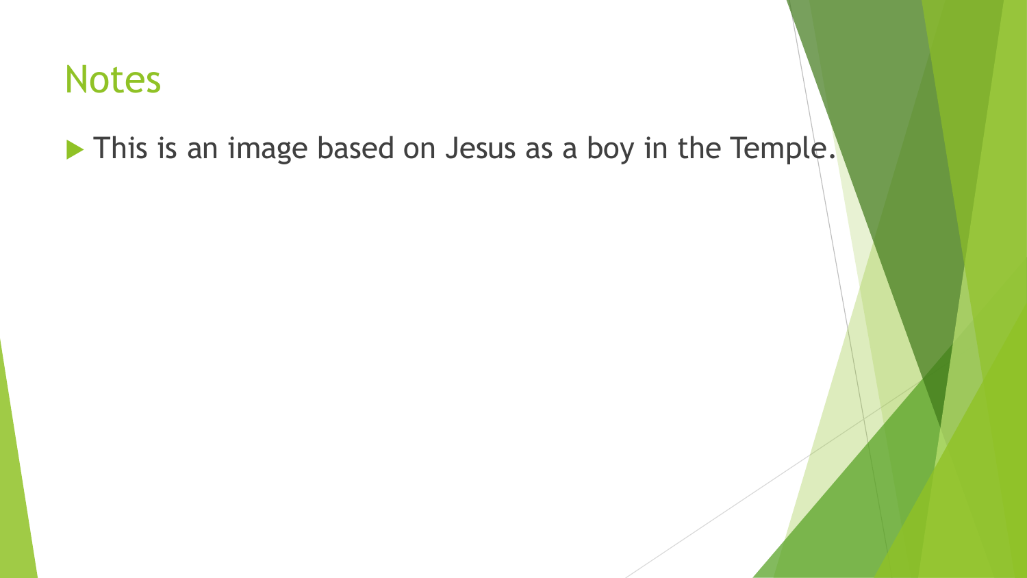# Notes

- This is an image based on Jesus as a boy in the Temple.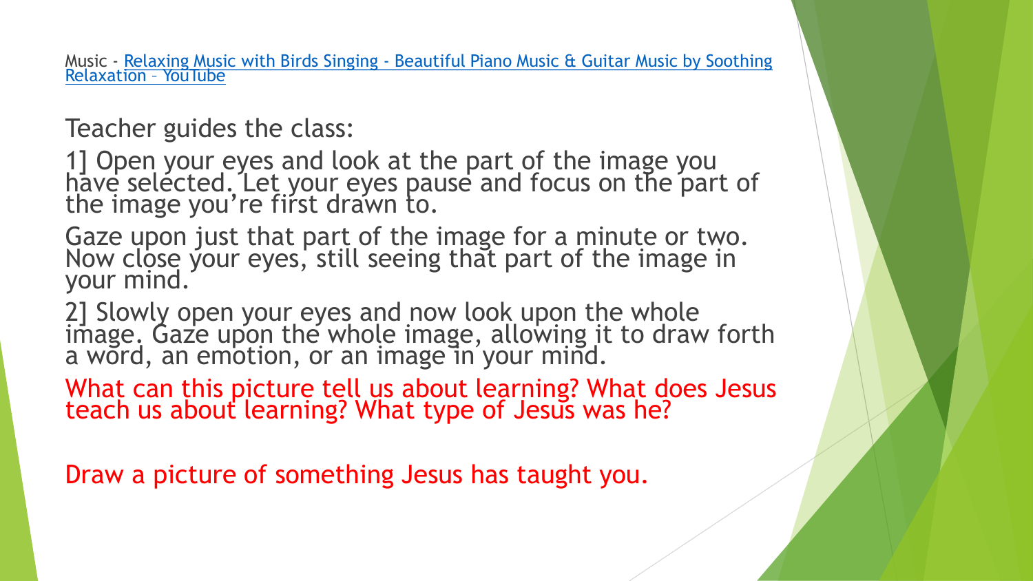Music - [Relaxing Music with Birds Singing - Beautiful Piano Music & Guitar Music by Soothing Relaxation – YouTube]

Teacher guides the class:

1] Open your eyes and look at the part of the image you have selected. Let your eyes pause and focus on the part of the image you're first drawn to.

Gaze upon just that part of the image for a minute or two. Now close your eyes, still seeing that part of the image in your mind.

2] Slowly open your eyes and now look upon the whole image. Gaze upon the whole image, allowing it to draw forth a word, an emotion, or an image in your mind.

What can this picture tell us about learning? What does Jesus teach us about learning? What type of Jesus was he?

Draw a picture of something Jesus has taught you.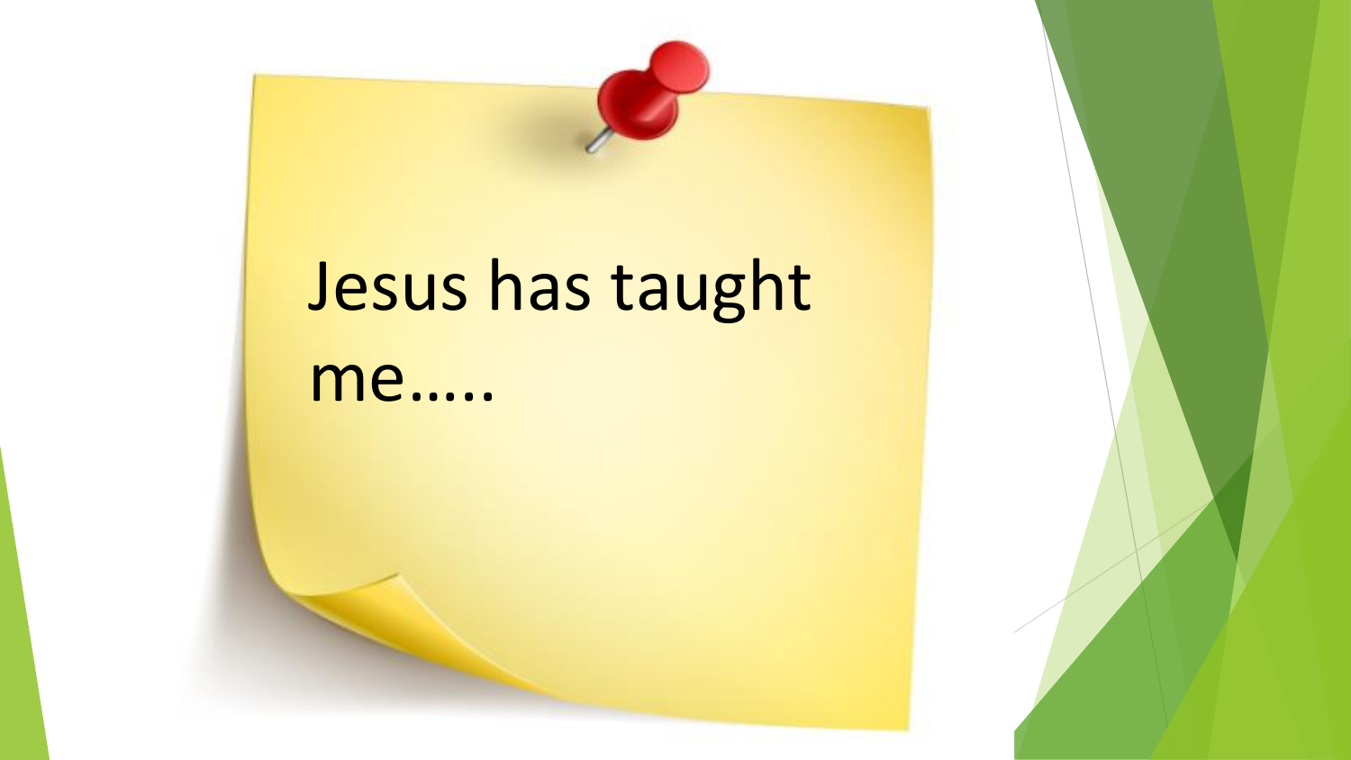Jesus has taught me.....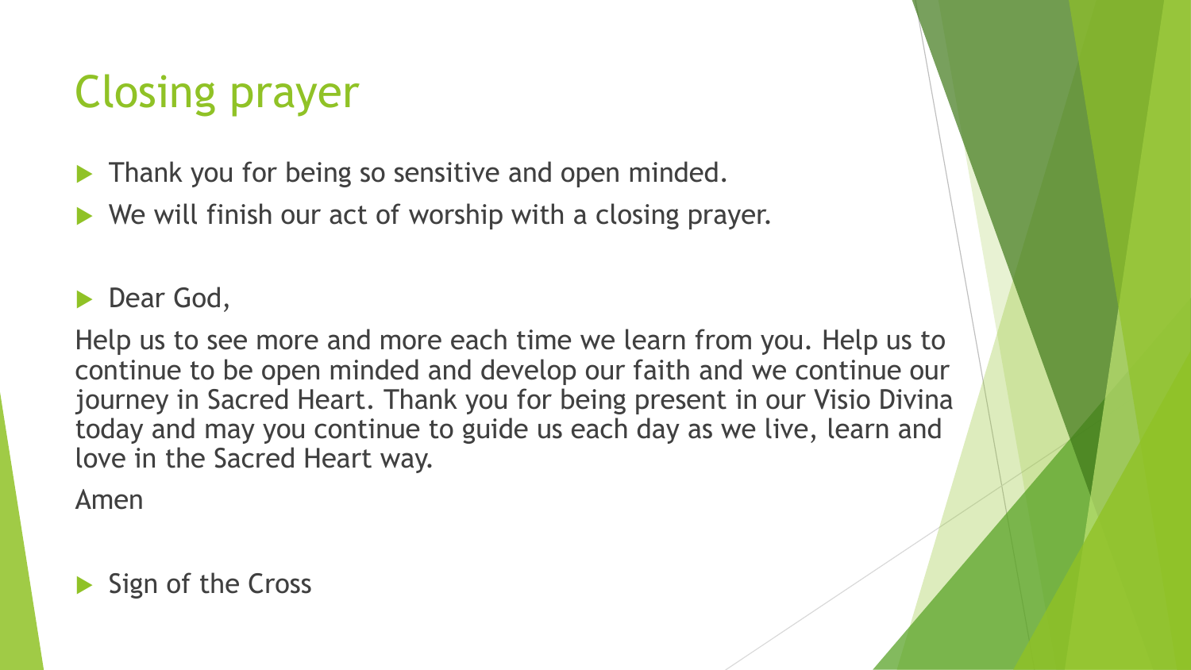# Closing prayer

- Thank you for being so sensitive and open minded.
- We will finish our act of worship with a closing prayer.

- Dear God,

Help us to see more and more each time we learn from you. Help us to continue to be open minded and develop our faith and we continue our journey in Sacred Heart. Thank you for being present in our Visio Divina today and may you continue to guide us each day as we live, learn and love in the Sacred Heart way.

Amen

- Sign of the Cross